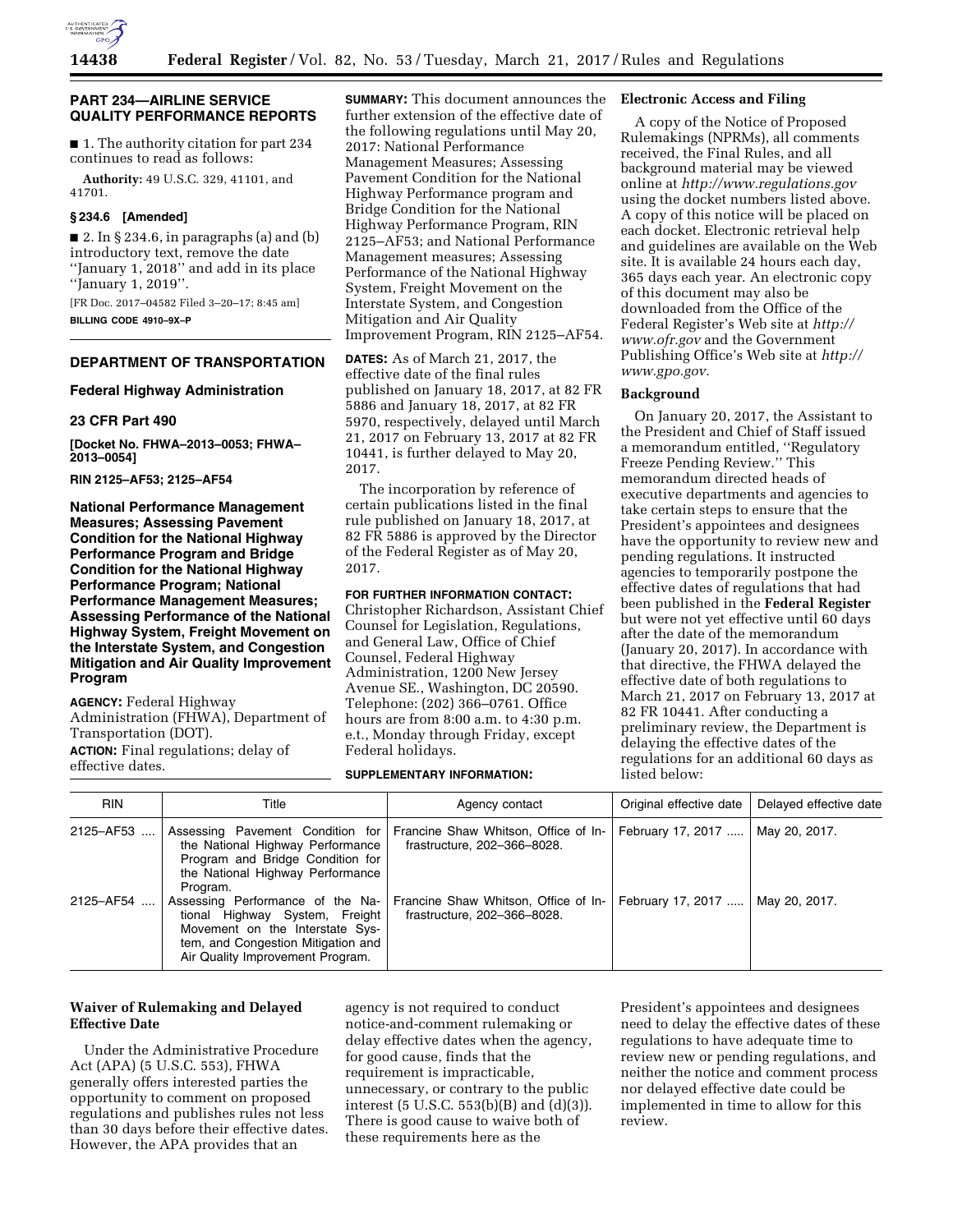## PART 234—AIRLINE SERVICE QUALITY PERFORMANCE REPORTS

■ 1. The authority citation for part 234 continues to read as follows:

**Authority:** 49 U.S.C. 329, 41101, and 41701.

### § 234.6 [Amended]

■ 2. In § 234.6, in paragraphs (a) and (b) introductory text, remove the date ''January 1, 2018'' and add in its place ''January 1, 2019''.

[FR Doc. 2017–04582 Filed 3–20–17; 8:45 am]

**BILLING CODE 4910–9X–P**

## DEPARTMENT OF TRANSPORTATION

### Federal Highway Administration

### 23 CFR Part 490

**[Docket No. FHWA–2013–0053; FHWA–2013–0054]**

**RIN 2125–AF53; 2125–AF54**

## National Performance Management Measures; Assessing Pavement Condition for the National Highway Performance Program and Bridge Condition for the National Highway Performance Program; National Performance Management Measures; Assessing Performance of the National Highway System, Freight Movement on the Interstate System, and Congestion Mitigation and Air Quality Improvement Program

**AGENCY:** Federal Highway Administration (FHWA), Department of Transportation (DOT).

**ACTION:** Final regulations; delay of effective dates.

**SUMMARY:** This document announces the further extension of the effective date of the following regulations until May 20, 2017: National Performance Management Measures; Assessing Pavement Condition for the National Highway Performance program and Bridge Condition for the National Highway Performance Program, RIN 2125–AF53; and National Performance Management measures; Assessing Performance of the National Highway System, Freight Movement on the Interstate System, and Congestion Mitigation and Air Quality Improvement Program, RIN 2125–AF54.

**DATES:** As of March 21, 2017, the effective date of the final rules published on January 18, 2017, at 82 FR 5886 and January 18, 2017, at 82 FR 5970, respectively, delayed until March 21, 2017 on February 13, 2017 at 82 FR 10441, is further delayed to May 20, 2017.

The incorporation by reference of certain publications listed in the final rule published on January 18, 2017, at 82 FR 5886 is approved by the Director of the Federal Register as of May 20, 2017.

**FOR FURTHER INFORMATION CONTACT:** Christopher Richardson, Assistant Chief Counsel for Legislation, Regulations, and General Law, Office of Chief Counsel, Federal Highway Administration, 1200 New Jersey Avenue SE., Washington, DC 20590. Telephone: (202) 366–0761. Office hours are from 8:00 a.m. to 4:30 p.m. e.t., Monday through Friday, except Federal holidays.

**SUPPLEMENTARY INFORMATION:**

### Electronic Access and Filing

A copy of the Notice of Proposed Rulemakings (NPRMs), all comments received, the Final Rules, and all background material may be viewed online at *http://www.regulations.gov* using the docket numbers listed above. A copy of this notice will be placed on each docket. Electronic retrieval help and guidelines are available on the Web site. It is available 24 hours each day, 365 days each year. An electronic copy of this document may also be downloaded from the Office of the Federal Register's Web site at *http://www.ofr.gov* and the Government Publishing Office's Web site at *http://www.gpo.gov.*

### Background

On January 20, 2017, the Assistant to the President and Chief of Staff issued a memorandum entitled, ''Regulatory Freeze Pending Review.'' This memorandum directed heads of executive departments and agencies to take certain steps to ensure that the President's appointees and designees have the opportunity to review new and pending regulations. It instructed agencies to temporarily postpone the effective dates of regulations that had been published in the **Federal Register** but were not yet effective until 60 days after the date of the memorandum (January 20, 2017). In accordance with that directive, the FHWA delayed the effective date of both regulations to March 21, 2017 on February 13, 2017 at 82 FR 10441. After conducting a preliminary review, the Department is delaying the effective dates of the regulations for an additional 60 days as listed below:

| RIN | Title | Agency contact | Original effective date | Delayed effective date |
|---|---|---|---|---|
| 2125–AF53 .... | Assessing Pavement Condition for the National Highway Performance Program and Bridge Condition for the National Highway Performance Program. | Francine Shaw Whitson, Office of Infrastructure, 202–366–8028. | February 17, 2017 ..... | May 20, 2017. |
| 2125–AF54 .... | Assessing Performance of the National Highway System, Freight Movement on the Interstate System, and Congestion Mitigation and Air Quality Improvement Program. | Francine Shaw Whitson, Office of Infrastructure, 202–366–8028. | February 17, 2017 ..... | May 20, 2017. |

### Waiver of Rulemaking and Delayed Effective Date

Under the Administrative Procedure Act (APA) (5 U.S.C. 553), FHWA generally offers interested parties the opportunity to comment on proposed regulations and publishes rules not less than 30 days before their effective dates. However, the APA provides that an agency is not required to conduct notice-and-comment rulemaking or delay effective dates when the agency, for good cause, finds that the requirement is impracticable, unnecessary, or contrary to the public interest (5 U.S.C. 553(b)(B) and (d)(3)). There is good cause to waive both of these requirements here as the President's appointees and designees need to delay the effective dates of these regulations to have adequate time to review new or pending regulations, and neither the notice and comment process nor delayed effective date could be implemented in time to allow for this review.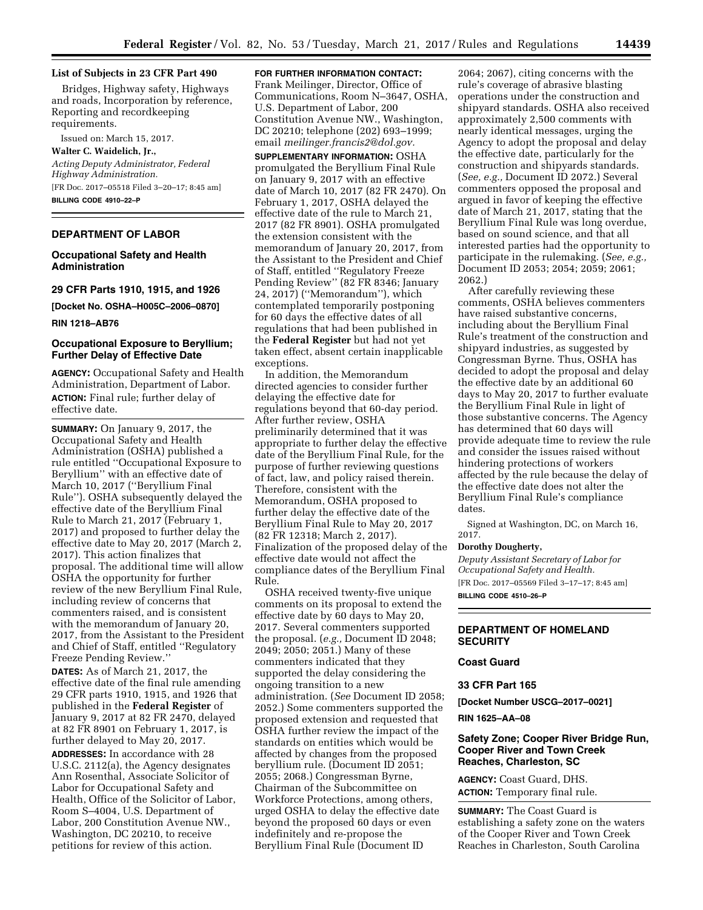### List of Subjects in 23 CFR Part 490

Bridges, Highway safety, Highways and roads, Incorporation by reference, Reporting and recordkeeping requirements.

Issued on: March 15, 2017.

**Walter C. Waidelich, Jr.,**

*Acting Deputy Administrator, Federal Highway Administration.*

[FR Doc. 2017–05518 Filed 3–20–17; 8:45 am]

**BILLING CODE 4910–22–P**

---

## DEPARTMENT OF LABOR

### Occupational Safety and Health Administration

### 29 CFR Parts 1910, 1915, and 1926

**[Docket No. OSHA–H005C–2006–0870]**

**RIN 1218–AB76**

### Occupational Exposure to Beryllium; Further Delay of Effective Date

**AGENCY:** Occupational Safety and Health Administration, Department of Labor.

**ACTION:** Final rule; further delay of effective date.

**SUMMARY:** On January 9, 2017, the Occupational Safety and Health Administration (OSHA) published a rule entitled ''Occupational Exposure to Beryllium'' with an effective date of March 10, 2017 (''Beryllium Final Rule''). OSHA subsequently delayed the effective date of the Beryllium Final Rule to March 21, 2017 (February 1, 2017) and proposed to further delay the effective date to May 20, 2017 (March 2, 2017). This action finalizes that proposal. The additional time will allow OSHA the opportunity for further review of the new Beryllium Final Rule, including review of concerns that commenters raised, and is consistent with the memorandum of January 20, 2017, from the Assistant to the President and Chief of Staff, entitled ''Regulatory Freeze Pending Review.''

**DATES:** As of March 21, 2017, the effective date of the final rule amending 29 CFR parts 1910, 1915, and 1926 that published in the **Federal Register** of January 9, 2017 at 82 FR 2470, delayed at 82 FR 8901 on February 1, 2017, is further delayed to May 20, 2017.

**ADDRESSES:** In accordance with 28 U.S.C. 2112(a), the Agency designates Ann Rosenthal, Associate Solicitor of Labor for Occupational Safety and Health, Office of the Solicitor of Labor, Room S–4004, U.S. Department of Labor, 200 Constitution Avenue NW., Washington, DC 20210, to receive petitions for review of this action.

**FOR FURTHER INFORMATION CONTACT:** Frank Meilinger, Director, Office of Communications, Room N–3647, OSHA, U.S. Department of Labor, 200 Constitution Avenue NW., Washington, DC 20210; telephone (202) 693–1999; email *meilinger.francis2@dol.gov.*

**SUPPLEMENTARY INFORMATION:** OSHA promulgated the Beryllium Final Rule on January 9, 2017 with an effective date of March 10, 2017 (82 FR 2470). On February 1, 2017, OSHA delayed the effective date of the rule to March 21, 2017 (82 FR 8901). OSHA promulgated the extension consistent with the memorandum of January 20, 2017, from the Assistant to the President and Chief of Staff, entitled ''Regulatory Freeze Pending Review'' (82 FR 8346; January 24, 2017) (''Memorandum''), which contemplated temporarily postponing for 60 days the effective dates of all regulations that had been published in the **Federal Register** but had not yet taken effect, absent certain inapplicable exceptions.

In addition, the Memorandum directed agencies to consider further delaying the effective date for regulations beyond that 60-day period. After further review, OSHA preliminarily determined that it was appropriate to further delay the effective date of the Beryllium Final Rule, for the purpose of further reviewing questions of fact, law, and policy raised therein. Therefore, consistent with the Memorandum, OSHA proposed to further delay the effective date of the Beryllium Final Rule to May 20, 2017 (82 FR 12318; March 2, 2017). Finalization of the proposed delay of the effective date would not affect the compliance dates of the Beryllium Final Rule.

OSHA received twenty-five unique comments on its proposal to extend the effective date by 60 days to May 20, 2017. Several commenters supported the proposal. (*e.g.,* Document ID 2048; 2049; 2050; 2051.) Many of these commenters indicated that they supported the delay considering the ongoing transition to a new administration. (*See* Document ID 2058; 2052.) Some commenters supported the proposed extension and requested that OSHA further review the impact of the standards on entities which would be affected by changes from the proposed beryllium rule. (Document ID 2051; 2055; 2068.) Congressman Byrne, Chairman of the Subcommittee on Workforce Protections, among others, urged OSHA to delay the effective date beyond the proposed 60 days or even indefinitely and re-propose the Beryllium Final Rule (Document ID 2064; 2067), citing concerns with the rule's coverage of abrasive blasting operations under the construction and shipyard standards. OSHA also received approximately 2,500 comments with nearly identical messages, urging the Agency to adopt the proposal and delay the effective date, particularly for the construction and shipyards standards. (*See, e.g.,* Document ID 2072.) Several commenters opposed the proposal and argued in favor of keeping the effective date of March 21, 2017, stating that the Beryllium Final Rule was long overdue, based on sound science, and that all interested parties had the opportunity to participate in the rulemaking. (*See, e.g.,* Document ID 2053; 2054; 2059; 2061; 2062.)

After carefully reviewing these comments, OSHA believes commenters have raised substantive concerns, including about the Beryllium Final Rule's treatment of the construction and shipyard industries, as suggested by Congressman Byrne. Thus, OSHA has decided to adopt the proposal and delay the effective date by an additional 60 days to May 20, 2017 to further evaluate the Beryllium Final Rule in light of those substantive concerns. The Agency has determined that 60 days will provide adequate time to review the rule and consider the issues raised without hindering protections of workers affected by the rule because the delay of the effective date does not alter the Beryllium Final Rule's compliance dates.

Signed at Washington, DC, on March 16, 2017.

**Dorothy Dougherty,**

*Deputy Assistant Secretary of Labor for Occupational Safety and Health.*

[FR Doc. 2017–05569 Filed 3–17–17; 8:45 am]

**BILLING CODE 4510–26–P**

---

## DEPARTMENT OF HOMELAND SECURITY

### Coast Guard

### 33 CFR Part 165

**[Docket Number USCG–2017–0021]**

**RIN 1625–AA–08**

### Safety Zone; Cooper River Bridge Run, Cooper River and Town Creek Reaches, Charleston, SC

**AGENCY:** Coast Guard, DHS.

**ACTION:** Temporary final rule.

**SUMMARY:** The Coast Guard is establishing a safety zone on the waters of the Cooper River and Town Creek Reaches in Charleston, South Carolina